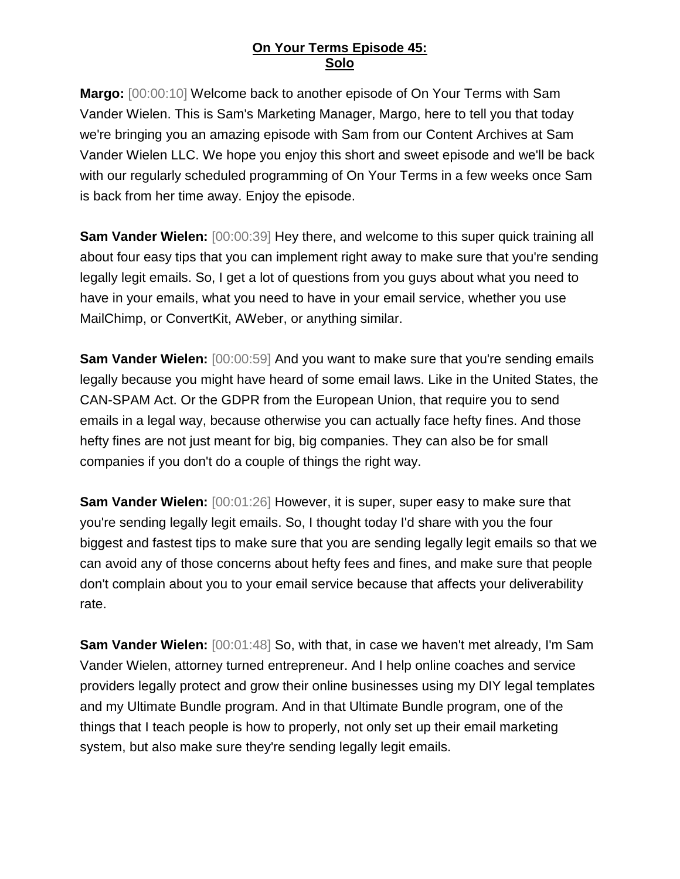**On Your Terms Episode 45:**
**Solo**

**Margo:** [00:00:10] Welcome back to another episode of On Your Terms with Sam Vander Wielen. This is Sam's Marketing Manager, Margo, here to tell you that today we're bringing you an amazing episode with Sam from our Content Archives at Sam Vander Wielen LLC. We hope you enjoy this short and sweet episode and we'll be back with our regularly scheduled programming of On Your Terms in a few weeks once Sam is back from her time away. Enjoy the episode.

**Sam Vander Wielen:** [00:00:39] Hey there, and welcome to this super quick training all about four easy tips that you can implement right away to make sure that you're sending legally legit emails. So, I get a lot of questions from you guys about what you need to have in your emails, what you need to have in your email service, whether you use MailChimp, or ConvertKit, AWeber, or anything similar.

**Sam Vander Wielen:** [00:00:59] And you want to make sure that you're sending emails legally because you might have heard of some email laws. Like in the United States, the CAN-SPAM Act. Or the GDPR from the European Union, that require you to send emails in a legal way, because otherwise you can actually face hefty fines. And those hefty fines are not just meant for big, big companies. They can also be for small companies if you don't do a couple of things the right way.

**Sam Vander Wielen:** [00:01:26] However, it is super, super easy to make sure that you're sending legally legit emails. So, I thought today I'd share with you the four biggest and fastest tips to make sure that you are sending legally legit emails so that we can avoid any of those concerns about hefty fees and fines, and make sure that people don't complain about you to your email service because that affects your deliverability rate.

**Sam Vander Wielen:** [00:01:48] So, with that, in case we haven't met already, I'm Sam Vander Wielen, attorney turned entrepreneur. And I help online coaches and service providers legally protect and grow their online businesses using my DIY legal templates and my Ultimate Bundle program. And in that Ultimate Bundle program, one of the things that I teach people is how to properly, not only set up their email marketing system, but also make sure they're sending legally legit emails.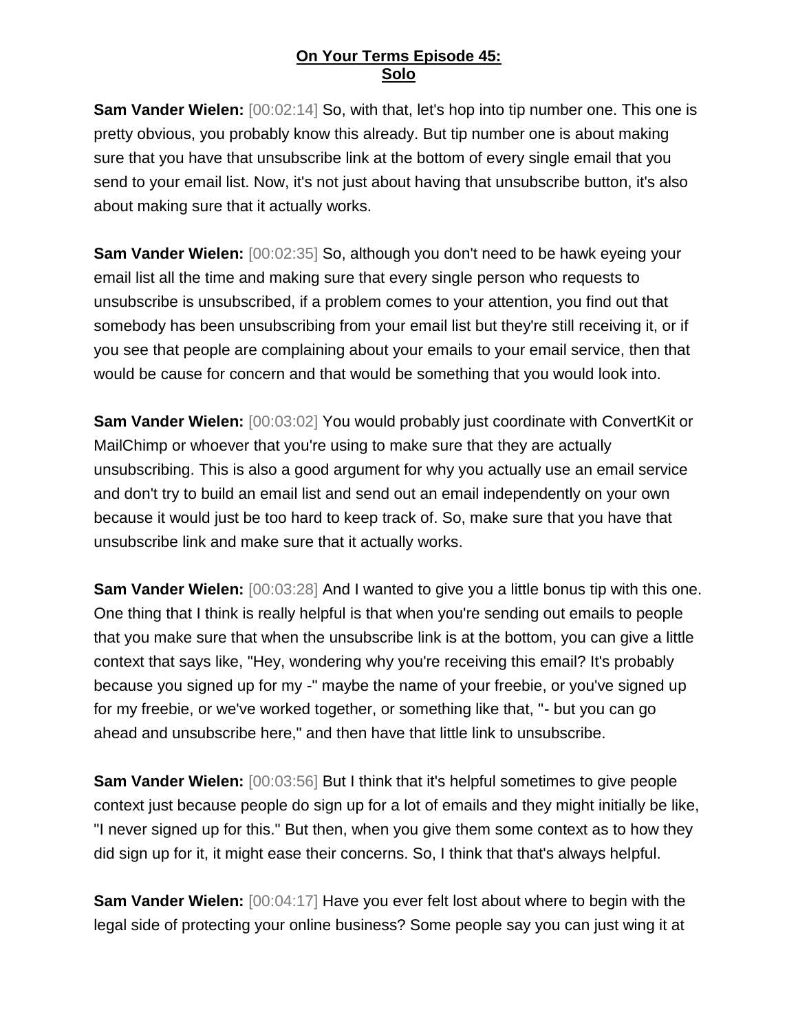**On Your Terms Episode 45:**
**Solo**

**Sam Vander Wielen:** [00:02:14] So, with that, let's hop into tip number one. This one is pretty obvious, you probably know this already. But tip number one is about making sure that you have that unsubscribe link at the bottom of every single email that you send to your email list. Now, it's not just about having that unsubscribe button, it's also about making sure that it actually works.

**Sam Vander Wielen:** [00:02:35] So, although you don't need to be hawk eyeing your email list all the time and making sure that every single person who requests to unsubscribe is unsubscribed, if a problem comes to your attention, you find out that somebody has been unsubscribing from your email list but they're still receiving it, or if you see that people are complaining about your emails to your email service, then that would be cause for concern and that would be something that you would look into.

**Sam Vander Wielen:** [00:03:02] You would probably just coordinate with ConvertKit or MailChimp or whoever that you're using to make sure that they are actually unsubscribing. This is also a good argument for why you actually use an email service and don't try to build an email list and send out an email independently on your own because it would just be too hard to keep track of. So, make sure that you have that unsubscribe link and make sure that it actually works.

**Sam Vander Wielen:** [00:03:28] And I wanted to give you a little bonus tip with this one. One thing that I think is really helpful is that when you're sending out emails to people that you make sure that when the unsubscribe link is at the bottom, you can give a little context that says like, "Hey, wondering why you're receiving this email? It's probably because you signed up for my -" maybe the name of your freebie, or you've signed up for my freebie, or we've worked together, or something like that, "- but you can go ahead and unsubscribe here," and then have that little link to unsubscribe.

**Sam Vander Wielen:** [00:03:56] But I think that it's helpful sometimes to give people context just because people do sign up for a lot of emails and they might initially be like, "I never signed up for this." But then, when you give them some context as to how they did sign up for it, it might ease their concerns. So, I think that that's always helpful.

**Sam Vander Wielen:** [00:04:17] Have you ever felt lost about where to begin with the legal side of protecting your online business? Some people say you can just wing it at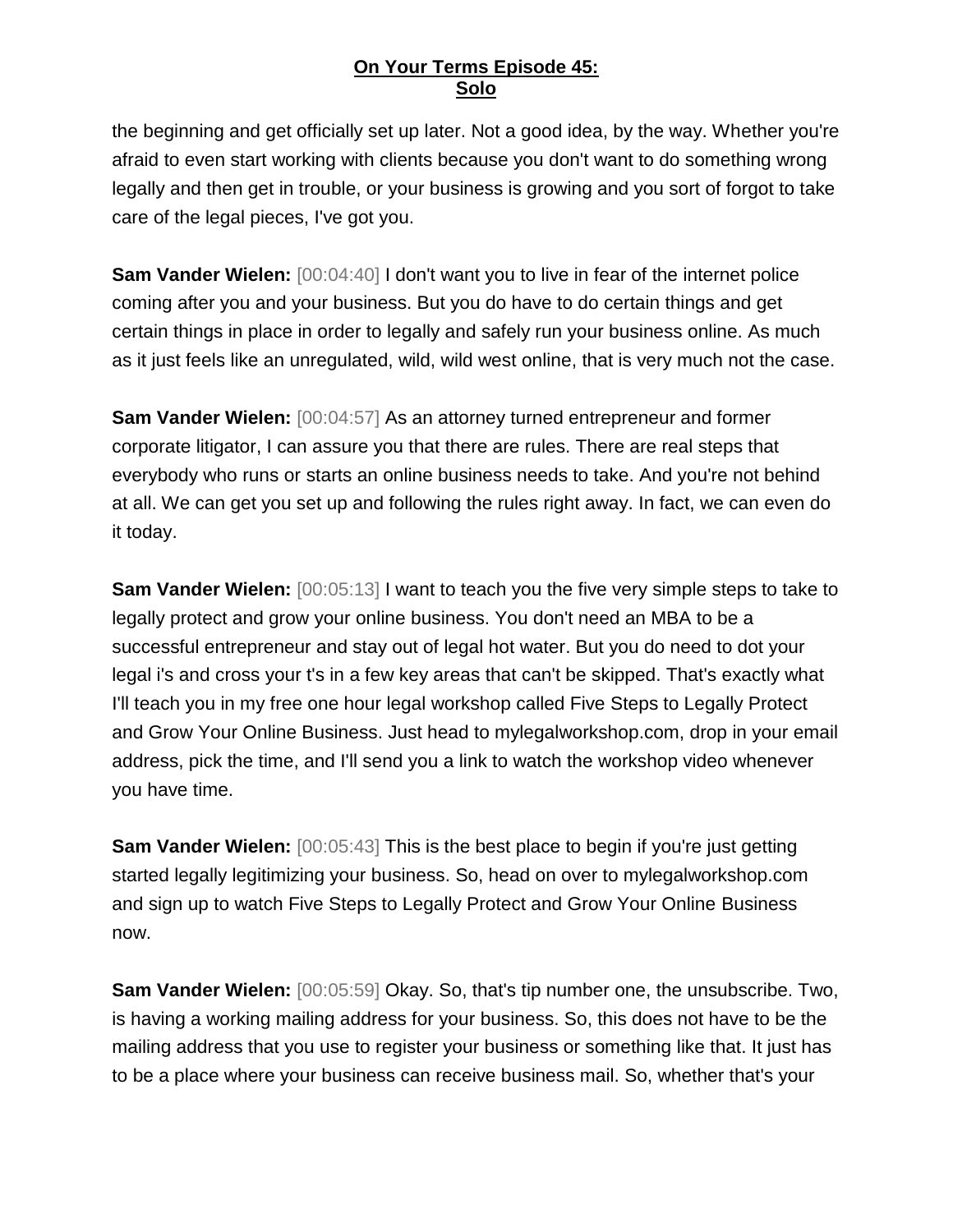the beginning and get officially set up later. Not a good idea, by the way. Whether you're afraid to even start working with clients because you don't want to do something wrong legally and then get in trouble, or your business is growing and you sort of forgot to take care of the legal pieces, I've got you.

**Sam Vander Wielen:** [00:04:40] I don't want you to live in fear of the internet police coming after you and your business. But you do have to do certain things and get certain things in place in order to legally and safely run your business online. As much as it just feels like an unregulated, wild, wild west online, that is very much not the case.

**Sam Vander Wielen:** [00:04:57] As an attorney turned entrepreneur and former corporate litigator, I can assure you that there are rules. There are real steps that everybody who runs or starts an online business needs to take. And you're not behind at all. We can get you set up and following the rules right away. In fact, we can even do it today.

**Sam Vander Wielen:** [00:05:13] I want to teach you the five very simple steps to take to legally protect and grow your online business. You don't need an MBA to be a successful entrepreneur and stay out of legal hot water. But you do need to dot your legal i's and cross your t's in a few key areas that can't be skipped. That's exactly what I'll teach you in my free one hour legal workshop called Five Steps to Legally Protect and Grow Your Online Business. Just head to mylegalworkshop.com, drop in your email address, pick the time, and I'll send you a link to watch the workshop video whenever you have time.

**Sam Vander Wielen:** [00:05:43] This is the best place to begin if you're just getting started legally legitimizing your business. So, head on over to mylegalworkshop.com and sign up to watch Five Steps to Legally Protect and Grow Your Online Business now.

**Sam Vander Wielen:** [00:05:59] Okay. So, that's tip number one, the unsubscribe. Two, is having a working mailing address for your business. So, this does not have to be the mailing address that you use to register your business or something like that. It just has to be a place where your business can receive business mail. So, whether that's your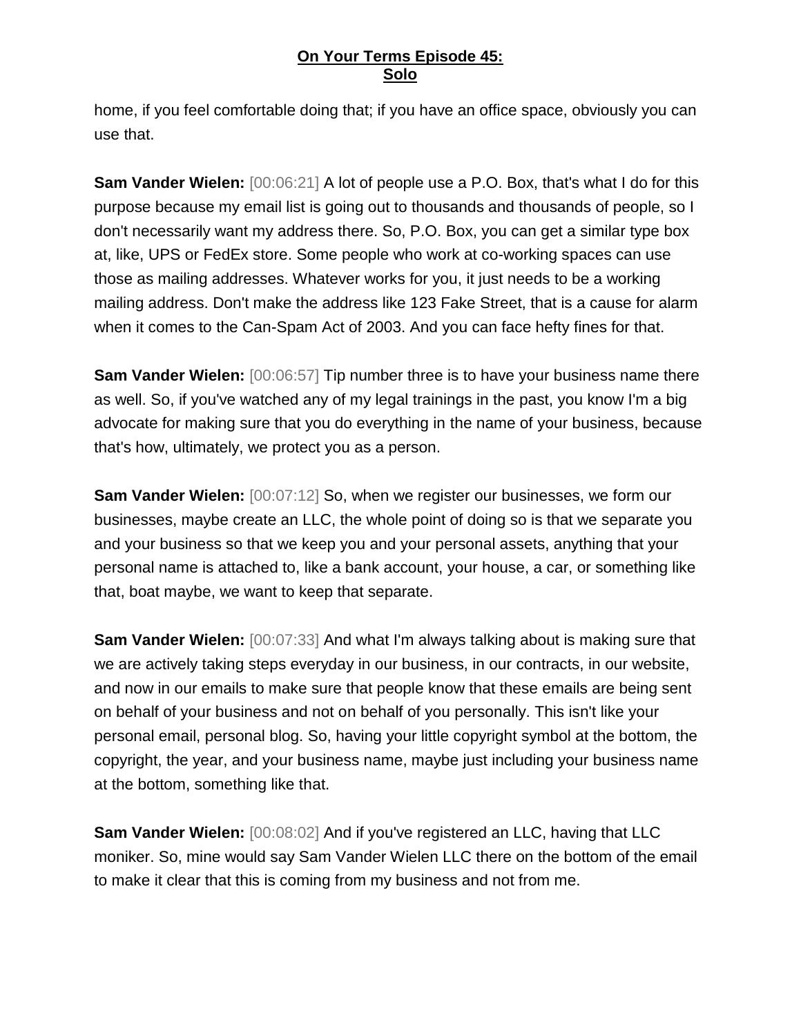home, if you feel comfortable doing that; if you have an office space, obviously you can use that.

**Sam Vander Wielen:** [00:06:21] A lot of people use a P.O. Box, that's what I do for this purpose because my email list is going out to thousands and thousands of people, so I don't necessarily want my address there. So, P.O. Box, you can get a similar type box at, like, UPS or FedEx store. Some people who work at co-working spaces can use those as mailing addresses. Whatever works for you, it just needs to be a working mailing address. Don't make the address like 123 Fake Street, that is a cause for alarm when it comes to the Can-Spam Act of 2003. And you can face hefty fines for that.

**Sam Vander Wielen:** [00:06:57] Tip number three is to have your business name there as well. So, if you've watched any of my legal trainings in the past, you know I'm a big advocate for making sure that you do everything in the name of your business, because that's how, ultimately, we protect you as a person.

**Sam Vander Wielen:** [00:07:12] So, when we register our businesses, we form our businesses, maybe create an LLC, the whole point of doing so is that we separate you and your business so that we keep you and your personal assets, anything that your personal name is attached to, like a bank account, your house, a car, or something like that, boat maybe, we want to keep that separate.

**Sam Vander Wielen:** [00:07:33] And what I'm always talking about is making sure that we are actively taking steps everyday in our business, in our contracts, in our website, and now in our emails to make sure that people know that these emails are being sent on behalf of your business and not on behalf of you personally. This isn't like your personal email, personal blog. So, having your little copyright symbol at the bottom, the copyright, the year, and your business name, maybe just including your business name at the bottom, something like that.

**Sam Vander Wielen:** [00:08:02] And if you've registered an LLC, having that LLC moniker. So, mine would say Sam Vander Wielen LLC there on the bottom of the email to make it clear that this is coming from my business and not from me.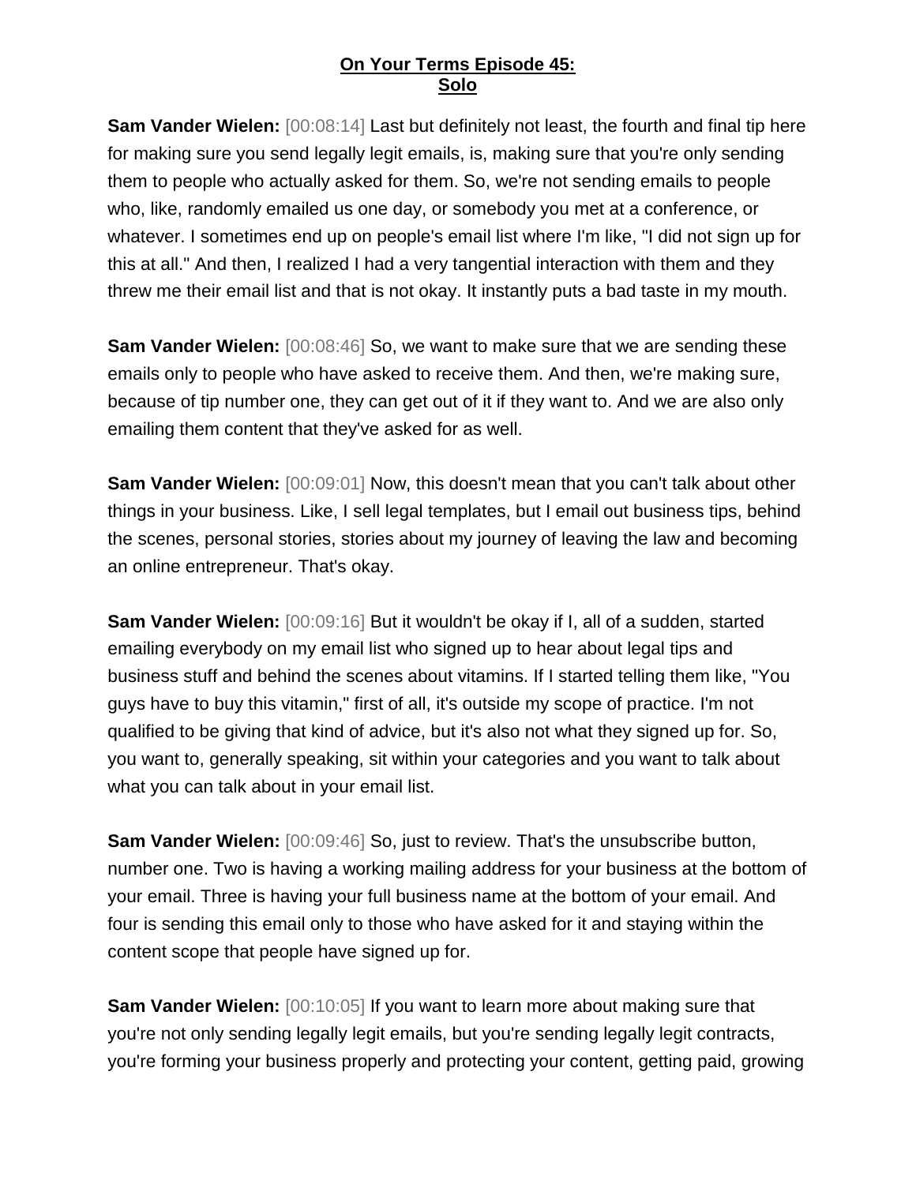**On Your Terms Episode 45: Solo**

**Sam Vander Wielen:** [00:08:14] Last but definitely not least, the fourth and final tip here for making sure you send legally legit emails, is, making sure that you're only sending them to people who actually asked for them. So, we're not sending emails to people who, like, randomly emailed us one day, or somebody you met at a conference, or whatever. I sometimes end up on people's email list where I'm like, "I did not sign up for this at all." And then, I realized I had a very tangential interaction with them and they threw me their email list and that is not okay. It instantly puts a bad taste in my mouth.

**Sam Vander Wielen:** [00:08:46] So, we want to make sure that we are sending these emails only to people who have asked to receive them. And then, we're making sure, because of tip number one, they can get out of it if they want to. And we are also only emailing them content that they've asked for as well.

**Sam Vander Wielen:** [00:09:01] Now, this doesn't mean that you can't talk about other things in your business. Like, I sell legal templates, but I email out business tips, behind the scenes, personal stories, stories about my journey of leaving the law and becoming an online entrepreneur. That's okay.

**Sam Vander Wielen:** [00:09:16] But it wouldn't be okay if I, all of a sudden, started emailing everybody on my email list who signed up to hear about legal tips and business stuff and behind the scenes about vitamins. If I started telling them like, "You guys have to buy this vitamin," first of all, it's outside my scope of practice. I'm not qualified to be giving that kind of advice, but it's also not what they signed up for. So, you want to, generally speaking, sit within your categories and you want to talk about what you can talk about in your email list.

**Sam Vander Wielen:** [00:09:46] So, just to review. That's the unsubscribe button, number one. Two is having a working mailing address for your business at the bottom of your email. Three is having your full business name at the bottom of your email. And four is sending this email only to those who have asked for it and staying within the content scope that people have signed up for.

**Sam Vander Wielen:** [00:10:05] If you want to learn more about making sure that you're not only sending legally legit emails, but you're sending legally legit contracts, you're forming your business properly and protecting your content, getting paid, growing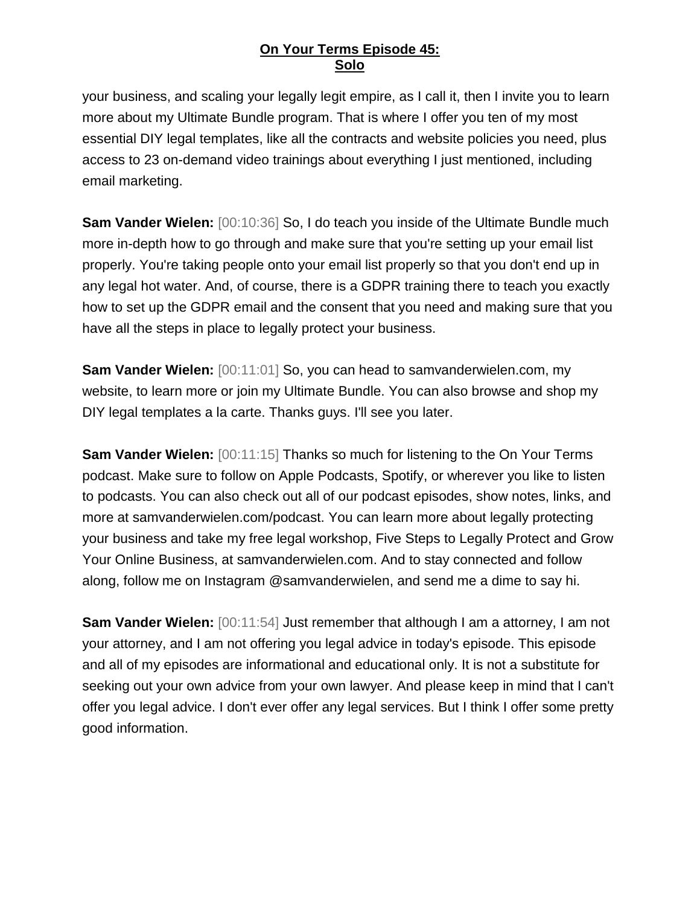your business, and scaling your legally legit empire, as I call it, then I invite you to learn more about my Ultimate Bundle program. That is where I offer you ten of my most essential DIY legal templates, like all the contracts and website policies you need, plus access to 23 on-demand video trainings about everything I just mentioned, including email marketing.

**Sam Vander Wielen:** [00:10:36] So, I do teach you inside of the Ultimate Bundle much more in-depth how to go through and make sure that you're setting up your email list properly. You're taking people onto your email list properly so that you don't end up in any legal hot water. And, of course, there is a GDPR training there to teach you exactly how to set up the GDPR email and the consent that you need and making sure that you have all the steps in place to legally protect your business.

**Sam Vander Wielen:** [00:11:01] So, you can head to samvanderwielen.com, my website, to learn more or join my Ultimate Bundle. You can also browse and shop my DIY legal templates a la carte. Thanks guys. I'll see you later.

**Sam Vander Wielen:** [00:11:15] Thanks so much for listening to the On Your Terms podcast. Make sure to follow on Apple Podcasts, Spotify, or wherever you like to listen to podcasts. You can also check out all of our podcast episodes, show notes, links, and more at samvanderwielen.com/podcast. You can learn more about legally protecting your business and take my free legal workshop, Five Steps to Legally Protect and Grow Your Online Business, at samvanderwielen.com. And to stay connected and follow along, follow me on Instagram @samvanderwielen, and send me a dime to say hi.

**Sam Vander Wielen:** [00:11:54] Just remember that although I am a attorney, I am not your attorney, and I am not offering you legal advice in today's episode. This episode and all of my episodes are informational and educational only. It is not a substitute for seeking out your own advice from your own lawyer. And please keep in mind that I can't offer you legal advice. I don't ever offer any legal services. But I think I offer some pretty good information.